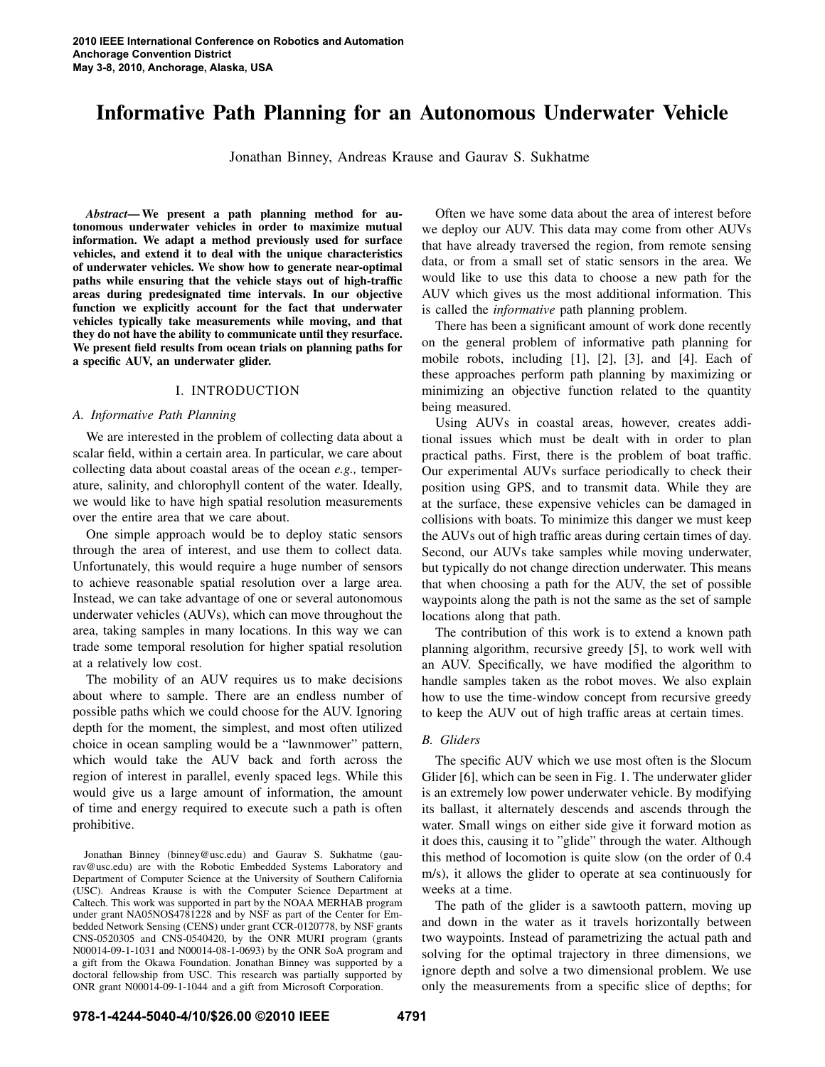# Informative Path Planning for an Autonomous Underwater Vehicle

Jonathan Binney, Andreas Krause and Gaurav S. Sukhatme

***Abstract*— We present a path planning method for autonomous underwater vehicles in order to maximize mutual information. We adapt a method previously used for surface vehicles, and extend it to deal with the unique characteristics of underwater vehicles. We show how to generate near-optimal paths while ensuring that the vehicle stays out of high-traffic areas during predesignated time intervals. In our objective function we explicitly account for the fact that underwater vehicles typically take measurements while moving, and that they do not have the ability to communicate until they resurface. We present field results from ocean trials on planning paths for a specific AUV, an underwater glider.**

## I. INTRODUCTION

### *A. Informative Path Planning*

We are interested in the problem of collecting data about a scalar field, within a certain area. In particular, we care about collecting data about coastal areas of the ocean *e.g.,* temperature, salinity, and chlorophyll content of the water. Ideally, we would like to have high spatial resolution measurements over the entire area that we care about.

One simple approach would be to deploy static sensors through the area of interest, and use them to collect data. Unfortunately, this would require a huge number of sensors to achieve reasonable spatial resolution over a large area. Instead, we can take advantage of one or several autonomous underwater vehicles (AUVs), which can move throughout the area, taking samples in many locations. In this way we can trade some temporal resolution for higher spatial resolution at a relatively low cost.

The mobility of an AUV requires us to make decisions about where to sample. There are an endless number of possible paths which we could choose for the AUV. Ignoring depth for the moment, the simplest, and most often utilized choice in ocean sampling would be a "lawnmower" pattern, which would take the AUV back and forth across the region of interest in parallel, evenly spaced legs. While this would give us a large amount of information, the amount of time and energy required to execute such a path is often prohibitive.

Often we have some data about the area of interest before we deploy our AUV. This data may come from other AUVs that have already traversed the region, from remote sensing data, or from a small set of static sensors in the area. We would like to use this data to choose a new path for the AUV which gives us the most additional information. This is called the *informative* path planning problem.

There has been a significant amount of work done recently on the general problem of informative path planning for mobile robots, including [1], [2], [3], and [4]. Each of these approaches perform path planning by maximizing or minimizing an objective function related to the quantity being measured.

Using AUVs in coastal areas, however, creates additional issues which must be dealt with in order to plan practical paths. First, there is the problem of boat traffic. Our experimental AUVs surface periodically to check their position using GPS, and to transmit data. While they are at the surface, these expensive vehicles can be damaged in collisions with boats. To minimize this danger we must keep the AUVs out of high traffic areas during certain times of day. Second, our AUVs take samples while moving underwater, but typically do not change direction underwater. This means that when choosing a path for the AUV, the set of possible waypoints along the path is not the same as the set of sample locations along that path.

The contribution of this work is to extend a known path planning algorithm, recursive greedy [5], to work well with an AUV. Specifically, we have modified the algorithm to handle samples taken as the robot moves. We also explain how to use the time-window concept from recursive greedy to keep the AUV out of high traffic areas at certain times.

### *B. Gliders*

The specific AUV which we use most often is the Slocum Glider [6], which can be seen in Fig. 1. The underwater glider is an extremely low power underwater vehicle. By modifying its ballast, it alternately descends and ascends through the water. Small wings on either side give it forward motion as it does this, causing it to "glide" through the water. Although this method of locomotion is quite slow (on the order of 0.4 m/s), it allows the glider to operate at sea continuously for weeks at a time.

The path of the glider is a sawtooth pattern, moving up and down in the water as it travels horizontally between two waypoints. Instead of parametrizing the actual path and solving for the optimal trajectory in three dimensions, we ignore depth and solve a two dimensional problem. We use only the measurements from a specific slice of depths; for

Jonathan Binney (binney@usc.edu) and Gaurav S. Sukhatme (gaurav@usc.edu) are with the Robotic Embedded Systems Laboratory and Department of Computer Science at the University of Southern California (USC). Andreas Krause is with the Computer Science Department at Caltech. This work was supported in part by the NOAA MERHAB program under grant NA05NOS4781228 and by NSF as part of the Center for Embedded Network Sensing (CENS) under grant CCR-0120778, by NSF grants CNS-0520305 and CNS-0540420, by the ONR MURI program (grants N00014-09-1-1031 and N00014-08-1-0693) by the ONR SoA program and a gift from the Okawa Foundation. Jonathan Binney was supported by a doctoral fellowship from USC. This research was partially supported by ONR grant N00014-09-1-1044 and a gift from Microsoft Corporation.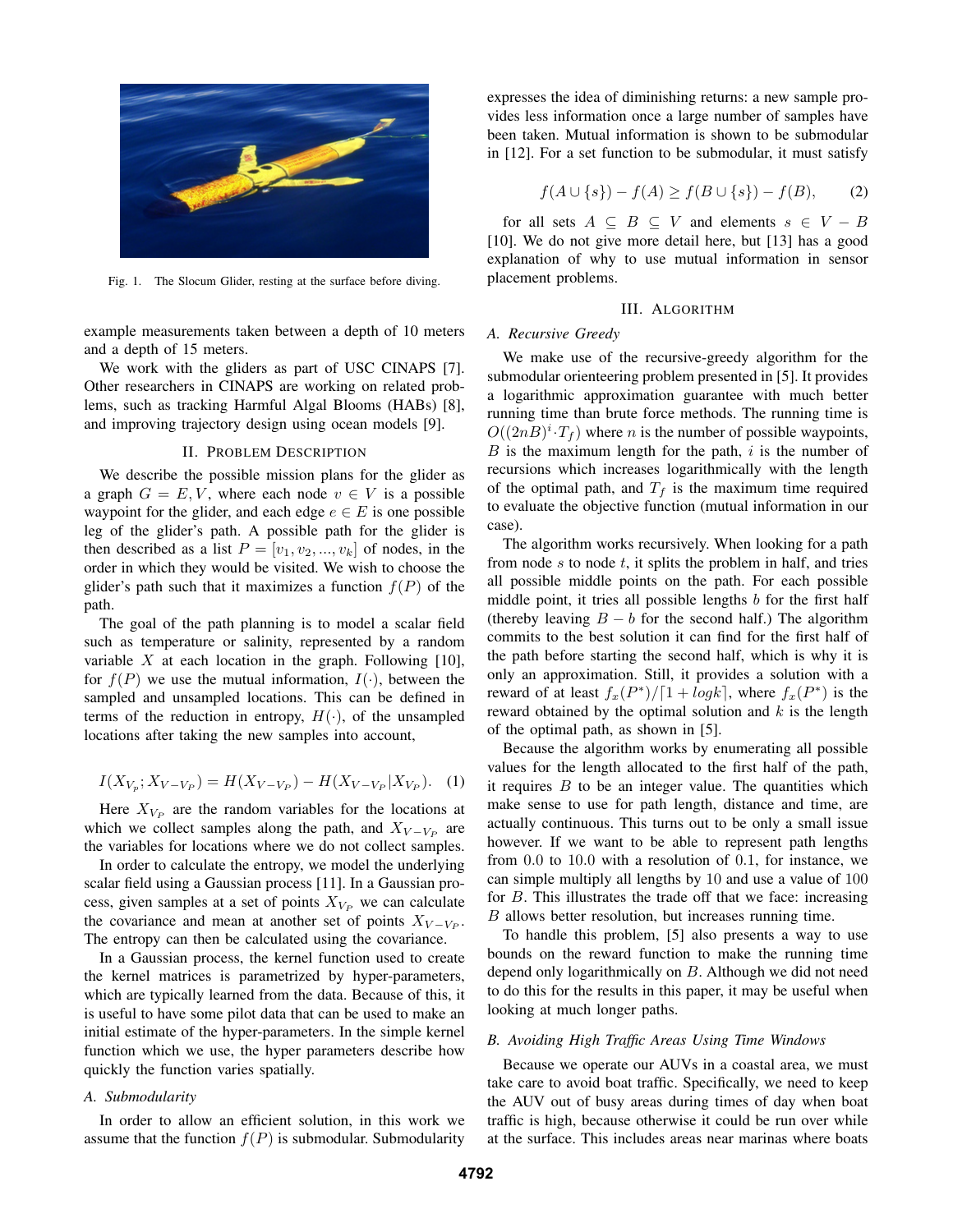Fig. 1. The Slocum Glider, resting at the surface before diving.

example measurements taken between a depth of 10 meters and a depth of 15 meters.

We work with the gliders as part of USC CINAPS [7]. Other researchers in CINAPS are working on related problems, such as tracking Harmful Algal Blooms (HABs) [8], and improving trajectory design using ocean models [9].

## II. Problem Description

We describe the possible mission plans for the glider as a graph $G = E, V$, where each node $v \in V$ is a possible waypoint for the glider, and each edge $e \in E$ is one possible leg of the glider's path. A possible path for the glider is then described as a list $P = [v_1, v_2, ..., v_k]$ of nodes, in the order in which they would be visited. We wish to choose the glider's path such that it maximizes a function $f(P)$ of the path.

The goal of the path planning is to model a scalar field such as temperature or salinity, represented by a random variable $X$ at each location in the graph. Following [10], for $f(P)$ we use the mutual information, $I(\cdot)$, between the sampled and unsampled locations. This can be defined in terms of the reduction in entropy, $H(\cdot)$, of the unsampled locations after taking the new samples into account,

$$I(X_{V_p}; X_{V-V_P}) = H(X_{V-V_P}) - H(X_{V-V_P}|X_{V_P}). \quad (1)$$

Here $X_{V_P}$ are the random variables for the locations at which we collect samples along the path, and $X_{V-V_P}$ are the variables for locations where we do not collect samples.

In order to calculate the entropy, we model the underlying scalar field using a Gaussian process [11]. In a Gaussian process, given samples at a set of points $X_{V_P}$ we can calculate the covariance and mean at another set of points $X_{V-V_P}$. The entropy can then be calculated using the covariance.

In a Gaussian process, the kernel function used to create the kernel matrices is parametrized by hyper-parameters, which are typically learned from the data. Because of this, it is useful to have some pilot data that can be used to make an initial estimate of the hyper-parameters. In the simple kernel function which we use, the hyper parameters describe how quickly the function varies spatially.

### A. Submodularity

In order to allow an efficient solution, in this work we assume that the function $f(P)$ is submodular. Submodularity expresses the idea of diminishing returns: a new sample provides less information once a large number of samples have been taken. Mutual information is shown to be submodular in [12]. For a set function to be submodular, it must satisfy

$$f(A \cup \{s\}) - f(A) \geq f(B \cup \{s\}) - f(B), \quad (2)$$

for all sets $A \subseteq B \subseteq V$ and elements $s \in V - B$ [10]. We do not give more detail here, but [13] has a good explanation of why to use mutual information in sensor placement problems.

## III. Algorithm

### A. Recursive Greedy

We make use of the recursive-greedy algorithm for the submodular orienteering problem presented in [5]. It provides a logarithmic approximation guarantee with much better running time than brute force methods. The running time is $O((2nB)^i \cdot T_f)$ where $n$ is the number of possible waypoints, $B$ is the maximum length for the path, $i$ is the number of recursions which increases logarithmically with the length of the optimal path, and $T_f$ is the maximum time required to evaluate the objective function (mutual information in our case).

The algorithm works recursively. When looking for a path from node $s$ to node $t$, it splits the problem in half, and tries all possible middle points on the path. For each possible middle point, it tries all possible lengths $b$ for the first half (thereby leaving $B - b$ for the second half.) The algorithm commits to the best solution it can find for the first half of the path before starting the second half, which is why it is only an approximation. Still, it provides a solution with a reward of at least $f_x(P^*)/\lceil 1 + log k \rceil$, where $f_x(P^*)$ is the reward obtained by the optimal solution and $k$ is the length of the optimal path, as shown in [5].

Because the algorithm works by enumerating all possible values for the length allocated to the first half of the path, it requires $B$ to be an integer value. The quantities which make sense to use for path length, distance and time, are actually continuous. This turns out to be only a small issue however. If we want to be able to represent path lengths from 0.0 to 10.0 with a resolution of 0.1, for instance, we can simple multiply all lengths by 10 and use a value of 100 for $B$. This illustrates the trade off that we face: increasing $B$ allows better resolution, but increases running time.

To handle this problem, [5] also presents a way to use bounds on the reward function to make the running time depend only logarithmically on $B$. Although we did not need to do this for the results in this paper, it may be useful when looking at much longer paths.

### B. Avoiding High Traffic Areas Using Time Windows

Because we operate our AUVs in a coastal area, we must take care to avoid boat traffic. Specifically, we need to keep the AUV out of busy areas during times of day when boat traffic is high, because otherwise it could be run over while at the surface. This includes areas near marinas where boats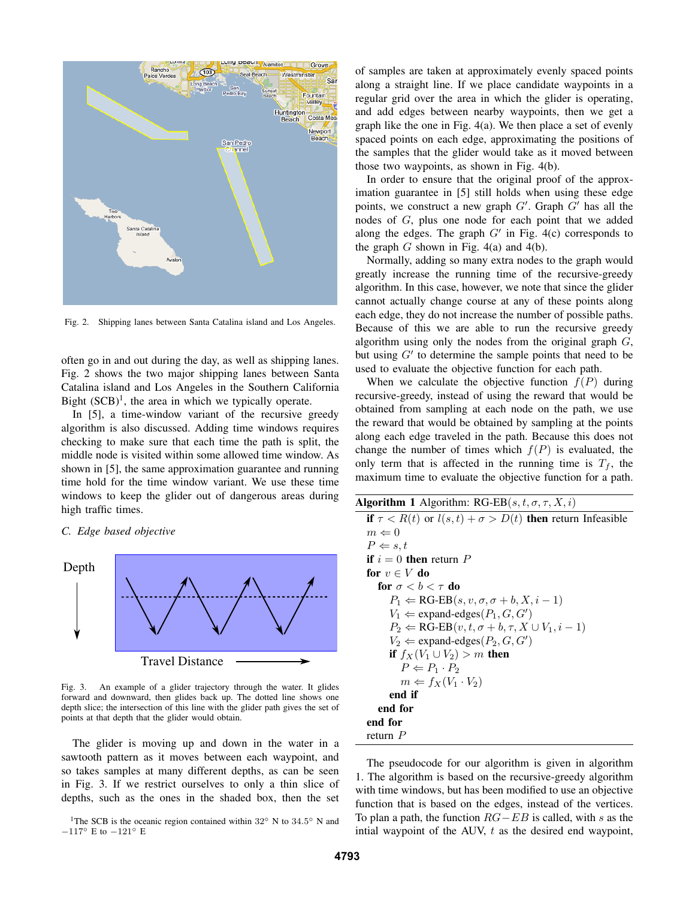Fig. 2. Shipping lanes between Santa Catalina island and Los Angeles.

often go in and out during the day, as well as shipping lanes. Fig. 2 shows the two major shipping lanes between Santa Catalina island and Los Angeles in the Southern California Bight (SCB)[1], the area in which we typically operate.

In [5], a time-window variant of the recursive greedy algorithm is also discussed. Adding time windows requires checking to make sure that each time the path is split, the middle node is visited within some allowed time window. As shown in [5], the same approximation guarantee and running time hold for the time window variant. We use these time windows to keep the glider out of dangerous areas during high traffic times.

### C. Edge based objective

Fig. 3. An example of a glider trajectory through the water. It glides forward and downward, then glides back up. The dotted line shows one depth slice; the intersection of this line with the glider path gives the set of points at that depth that the glider would obtain.

The glider is moving up and down in the water in a sawtooth pattern as it moves between each waypoint, and so takes samples at many different depths, as can be seen in Fig. 3. If we restrict ourselves to only a thin slice of depths, such as the ones in the shaded box, then the set of samples are taken at approximately evenly spaced points along a straight line. If we place candidate waypoints in a regular grid over the area in which the glider is operating, and add edges between nearby waypoints, then we get a graph like the one in Fig. 4(a). We then place a set of evenly spaced points on each edge, approximating the positions of the samples that the glider would take as it moved between those two waypoints, as shown in Fig. 4(b).

In order to ensure that the original proof of the approximation guarantee in [5] still holds when using these edge points, we construct a new graph $G'$. Graph $G'$ has all the nodes of $G$, plus one node for each point that we added along the edges. The graph $G'$ in Fig. 4(c) corresponds to the graph $G$ shown in Fig. 4(a) and 4(b).

Normally, adding so many extra nodes to the graph would greatly increase the running time of the recursive-greedy algorithm. In this case, however, we note that since the glider cannot actually change course at any of these points along each edge, they do not increase the number of possible paths. Because of this we are able to run the recursive greedy algorithm using only the nodes from the original graph $G$, but using $G'$ to determine the sample points that need to be used to evaluate the objective function for each path.

When we calculate the objective function $f(P)$ during recursive-greedy, instead of using the reward that would be obtained from sampling at each node on the path, we use the reward that would be obtained by sampling at the points along each edge traveled in the path. Because this does not change the number of times which $f(P)$ is evaluated, the only term that is affected in the running time is $T_f$, the maximum time to evaluate the objective function for a path.

**Algorithm 1** Algorithm: RG-EB$(s, t, \sigma, \tau, X, i)$

```
if τ < R(t) or l(s,t) + σ > D(t) then return Infeasible
m ⇐ 0
P ⇐ s, t
if i = 0 then return P
for v ∈ V do
  for σ < b < τ do
    P1 ⇐ RG-EB(s, v, σ, σ + b, X, i − 1)
    V1 ⇐ expand-edges(P1, G, G')
    P2 ⇐ RG-EB(v, t, σ + b, τ, X ∪ V1, i − 1)
    V2 ⇐ expand-edges(P2, G, G')
    if f_X(V1 ∪ V2) > m then
      P ⇐ P1 · P2
      m ⇐ f_X(V1 · V2)
    end if
  end for
end for
return P
```

The pseudocode for our algorithm is given in algorithm 1. The algorithm is based on the recursive-greedy algorithm with time windows, but has been modified to use an objective function that is based on the edges, instead of the vertices. To plan a path, the function $RG-EB$ is called, with $s$ as the intial waypoint of the AUV, $t$ as the desired end waypoint,

[1]The SCB is the oceanic region contained within 32° N to 34.5° N and −117° E to −121° E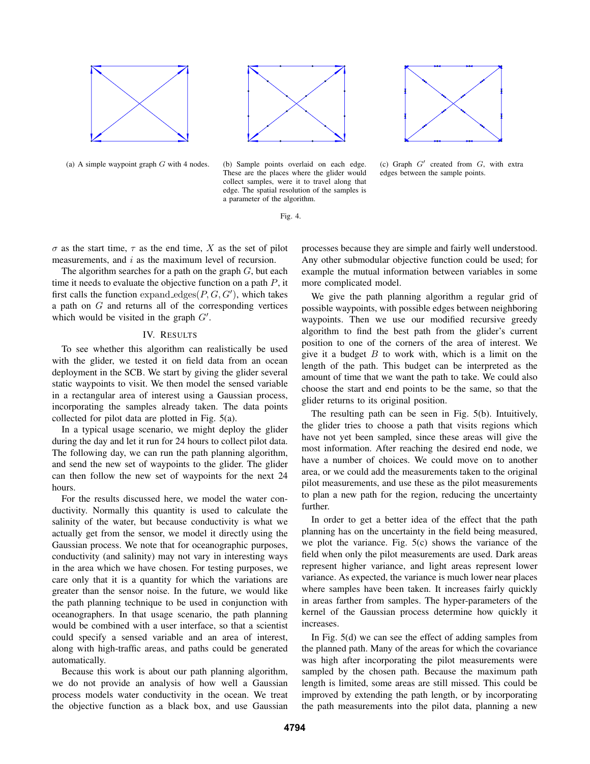(a) A simple waypoint graph $G$ with 4 nodes.

(b) Sample points overlaid on each edge. These are the places where the glider would collect samples, were it to travel along that edge. The spatial resolution of the samples is a parameter of the algorithm.

(c) Graph $G'$ created from $G$, with extra edges between the sample points.

Fig. 4.

$\sigma$ as the start time, $\tau$ as the end time, $X$ as the set of pilot measurements, and $i$ as the maximum level of recursion.

The algorithm searches for a path on the graph $G$, but each time it needs to evaluate the objective function on a path $P$, it first calls the function $\text{expand\_edges}(P, G, G')$, which takes a path on $G$ and returns all of the corresponding vertices which would be visited in the graph $G'$.

## IV. Results

To see whether this algorithm can realistically be used with the glider, we tested it on field data from an ocean deployment in the SCB. We start by giving the glider several static waypoints to visit. We then model the sensed variable in a rectangular area of interest using a Gaussian process, incorporating the samples already taken. The data points collected for pilot data are plotted in Fig. 5(a).

In a typical usage scenario, we might deploy the glider during the day and let it run for 24 hours to collect pilot data. The following day, we can run the path planning algorithm, and send the new set of waypoints to the glider. The glider can then follow the new set of waypoints for the next 24 hours.

For the results discussed here, we model the water conductivity. Normally this quantity is used to calculate the salinity of the water, but because conductivity is what we actually get from the sensor, we model it directly using the Gaussian process. We note that for oceanographic purposes, conductivity (and salinity) may not vary in interesting ways in the area which we have chosen. For testing purposes, we care only that it is a quantity for which the variations are greater than the sensor noise. In the future, we would like the path planning technique to be used in conjunction with oceanographers. In that usage scenario, the path planning would be combined with a user interface, so that a scientist could specify a sensed variable and an area of interest, along with high-traffic areas, and paths could be generated automatically.

Because this work is about our path planning algorithm, we do not provide an analysis of how well a Gaussian process models water conductivity in the ocean. We treat the objective function as a black box, and use Gaussian processes because they are simple and fairly well understood. Any other submodular objective function could be used; for example the mutual information between variables in some more complicated model.

We give the path planning algorithm a regular grid of possible waypoints, with possible edges between neighboring waypoints. Then we use our modified recursive greedy algorithm to find the best path from the glider's current position to one of the corners of the area of interest. We give it a budget $B$ to work with, which is a limit on the length of the path. This budget can be interpreted as the amount of time that we want the path to take. We could also choose the start and end points to be the same, so that the glider returns to its original position.

The resulting path can be seen in Fig. 5(b). Intuitively, the glider tries to choose a path that visits regions which have not yet been sampled, since these areas will give the most information. After reaching the desired end node, we have a number of choices. We could move on to another area, or we could add the measurements taken to the original pilot measurements, and use these as the pilot measurements to plan a new path for the region, reducing the uncertainty further.

In order to get a better idea of the effect that the path planning has on the uncertainty in the field being measured, we plot the variance. Fig. 5(c) shows the variance of the field when only the pilot measurements are used. Dark areas represent higher variance, and light areas represent lower variance. As expected, the variance is much lower near places where samples have been taken. It increases fairly quickly in areas farther from samples. The hyper-parameters of the kernel of the Gaussian process determine how quickly it increases.

In Fig. 5(d) we can see the effect of adding samples from the planned path. Many of the areas for which the covariance was high after incorporating the pilot measurements were sampled by the chosen path. Because the maximum path length is limited, some areas are still missed. This could be improved by extending the path length, or by incorporating the path measurements into the pilot data, planning a new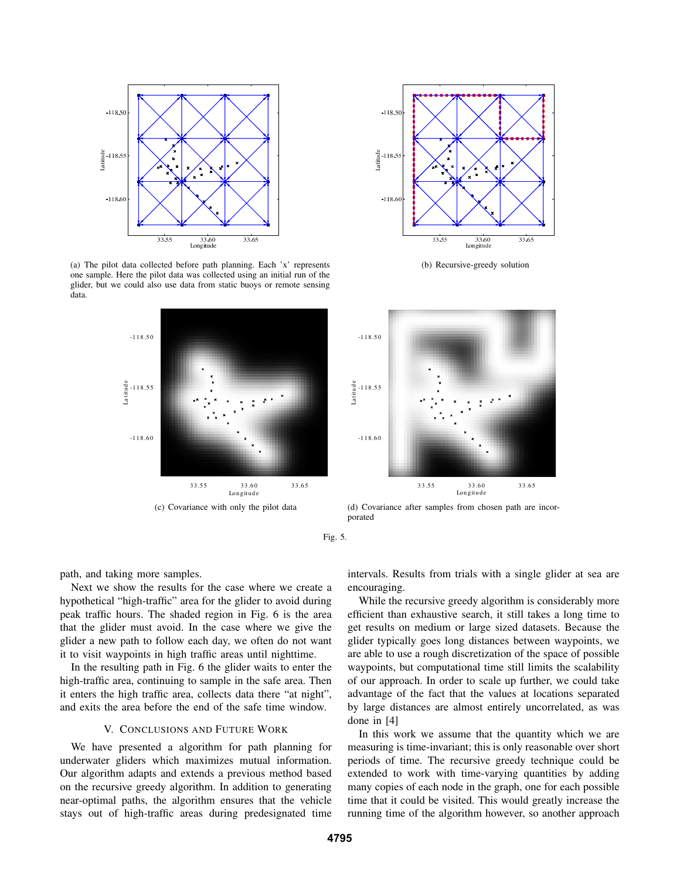(a) The pilot data collected before path planning. Each 'x' represents one sample. Here the pilot data was collected using an initial run of the glider, but we could also use data from static buoys or remote sensing data.

(b) Recursive-greedy solution

(c) Covariance with only the pilot data

(d) Covariance after samples from chosen path are incorporated

Fig. 5.

path, and taking more samples.

Next we show the results for the case where we create a hypothetical "high-traffic" area for the glider to avoid during peak traffic hours. The shaded region in Fig. 6 is the area that the glider must avoid. In the case where we give the glider a new path to follow each day, we often do not want it to visit waypoints in high traffic areas until nighttime.

In the resulting path in Fig. 6 the glider waits to enter the high-traffic area, continuing to sample in the safe area. Then it enters the high traffic area, collects data there "at night", and exits the area before the end of the safe time window.

## V. Conclusions and Future Work

We have presented a algorithm for path planning for underwater gliders which maximizes mutual information. Our algorithm adapts and extends a previous method based on the recursive greedy algorithm. In addition to generating near-optimal paths, the algorithm ensures that the vehicle stays out of high-traffic areas during predesignated time intervals. Results from trials with a single glider at sea are encouraging.

While the recursive greedy algorithm is considerably more efficient than exhaustive search, it still takes a long time to get results on medium or large sized datasets. Because the glider typically goes long distances between waypoints, we are able to use a rough discretization of the space of possible waypoints, but computational time still limits the scalability of our approach. In order to scale up further, we could take advantage of the fact that the values at locations separated by large distances are almost entirely uncorrelated, as was done in [4]

In this work we assume that the quantity which we are measuring is time-invariant; this is only reasonable over short periods of time. The recursive greedy technique could be extended to work with time-varying quantities by adding many copies of each node in the graph, one for each possible time that it could be visited. This would greatly increase the running time of the algorithm however, so another approach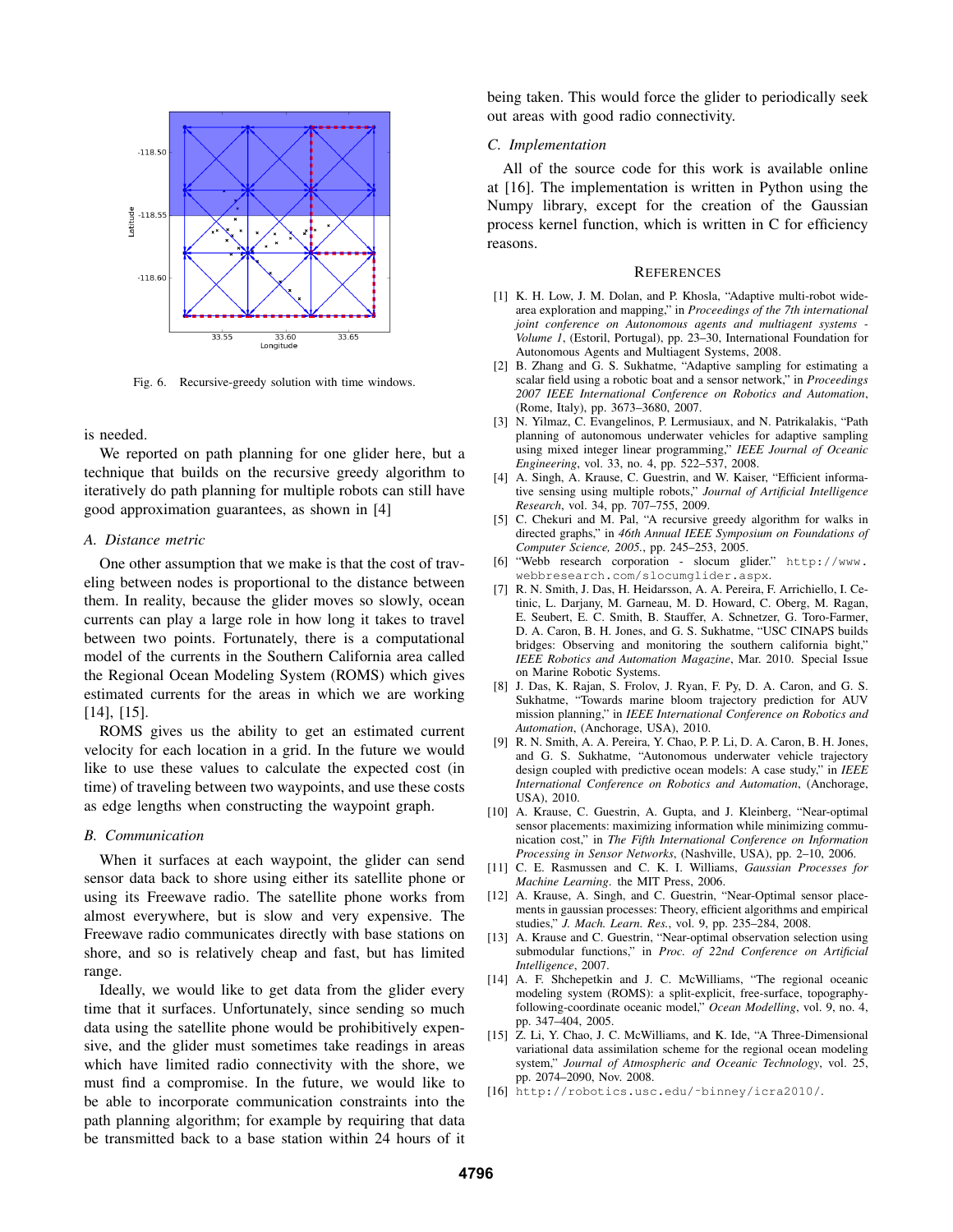-118.50

-118.55

-118.60

Latitude

33.55

33.60

33.65

Longitude

Fig. 6. Recursive-greedy solution with time windows.

is needed.

We reported on path planning for one glider here, but a technique that builds on the recursive greedy algorithm to iteratively do path planning for multiple robots can still have good approximation guarantees, as shown in [4]

### A. Distance metric

One other assumption that we make is that the cost of traveling between nodes is proportional to the distance between them. In reality, because the glider moves so slowly, ocean currents can play a large role in how long it takes to travel between two points. Fortunately, there is a computational model of the currents in the Southern California area called the Regional Ocean Modeling System (ROMS) which gives estimated currents for the areas in which we are working [14], [15].

ROMS gives us the ability to get an estimated current velocity for each location in a grid. In the future we would like to use these values to calculate the expected cost (in time) of traveling between two waypoints, and use these costs as edge lengths when constructing the waypoint graph.

### B. Communication

When it surfaces at each waypoint, the glider can send sensor data back to shore using either its satellite phone or using its Freewave radio. The satellite phone works from almost everywhere, but is slow and very expensive. The Freewave radio communicates directly with base stations on shore, and so is relatively cheap and fast, but has limited range.

Ideally, we would like to get data from the glider every time that it surfaces. Unfortunately, since sending so much data using the satellite phone would be prohibitively expensive, and the glider must sometimes take readings in areas which have limited radio connectivity with the shore, we must find a compromise. In the future, we would like to be able to incorporate communication constraints into the path planning algorithm; for example by requiring that data be transmitted back to a base station within 24 hours of it being taken. This would force the glider to periodically seek out areas with good radio connectivity.

### C. Implementation

All of the source code for this work is available online at [16]. The implementation is written in Python using the Numpy library, except for the creation of the Gaussian process kernel function, which is written in C for efficiency reasons.

## References

[1] K. H. Low, J. M. Dolan, and P. Khosla, "Adaptive multi-robot wide-area exploration and mapping," in *Proceedings of the 7th international joint conference on Autonomous agents and multiagent systems - Volume 1*, (Estoril, Portugal), pp. 23–30, International Foundation for Autonomous Agents and Multiagent Systems, 2008.

[2] B. Zhang and G. S. Sukhatme, "Adaptive sampling for estimating a scalar field using a robotic boat and a sensor network," in *Proceedings 2007 IEEE International Conference on Robotics and Automation*, (Rome, Italy), pp. 3673–3680, 2007.

[3] N. Yilmaz, C. Evangelinos, P. Lermusiaux, and N. Patrikalakis, "Path planning of autonomous underwater vehicles for adaptive sampling using mixed integer linear programming," *IEEE Journal of Oceanic Engineering*, vol. 33, no. 4, pp. 522–537, 2008.

[4] A. Singh, A. Krause, C. Guestrin, and W. Kaiser, "Efficient informative sensing using multiple robots," *Journal of Artificial Intelligence Research*, vol. 34, pp. 707–755, 2009.

[5] C. Chekuri and M. Pal, "A recursive greedy algorithm for walks in directed graphs," in *46th Annual IEEE Symposium on Foundations of Computer Science, 2005.*, pp. 245–253, 2005.

[6] "Webb research corporation - slocum glider." http://www.webbresearch.com/slocumglider.aspx.

[7] R. N. Smith, J. Das, H. Heidarsson, A. A. Pereira, F. Arrichiello, I. Cetinic, L. Darjany, M. Garneau, M. D. Howard, C. Oberg, M. Ragan, E. Seubert, E. C. Smith, B. Stauffer, A. Schnetzer, G. Toro-Farmer, D. A. Caron, B. H. Jones, and G. S. Sukhatme, "USC CINAPS builds bridges: Observing and monitoring the southern california bight," *IEEE Robotics and Automation Magazine*, Mar. 2010. Special Issue on Marine Robotic Systems.

[8] J. Das, K. Rajan, S. Frolov, J. Ryan, F. Py, D. A. Caron, and G. S. Sukhatme, "Towards marine bloom trajectory prediction for AUV mission planning," in *IEEE International Conference on Robotics and Automation*, (Anchorage, USA), 2010.

[9] R. N. Smith, A. A. Pereira, Y. Chao, P. P. Li, D. A. Caron, B. H. Jones, and G. S. Sukhatme, "Autonomous underwater vehicle trajectory design coupled with predictive ocean models: A case study," in *IEEE International Conference on Robotics and Automation*, (Anchorage, USA), 2010.

[10] A. Krause, C. Guestrin, A. Gupta, and J. Kleinberg, "Near-optimal sensor placements: maximizing information while minimizing communication cost," in *The Fifth International Conference on Information Processing in Sensor Networks*, (Nashville, USA), pp. 2–10, 2006.

[11] C. E. Rasmussen and C. K. I. Williams, *Gaussian Processes for Machine Learning*. the MIT Press, 2006.

[12] A. Krause, A. Singh, and C. Guestrin, "Near-Optimal sensor placements in gaussian processes: Theory, efficient algorithms and empirical studies," *J. Mach. Learn. Res.*, vol. 9, pp. 235–284, 2008.

[13] A. Krause and C. Guestrin, "Near-optimal observation selection using submodular functions," in *Proc. of 22nd Conference on Artificial Intelligence*, 2007.

[14] A. F. Shchepetkin and J. C. McWilliams, "The regional oceanic modeling system (ROMS): a split-explicit, free-surface, topography-following-coordinate oceanic model," *Ocean Modelling*, vol. 9, no. 4, pp. 347–404, 2005.

[15] Z. Li, Y. Chao, J. C. McWilliams, and K. Ide, "A Three-Dimensional variational data assimilation scheme for the regional ocean modeling system," *Journal of Atmospheric and Oceanic Technology*, vol. 25, pp. 2074–2090, Nov. 2008.

[16] http://robotics.usc.edu/~binney/icra2010/.